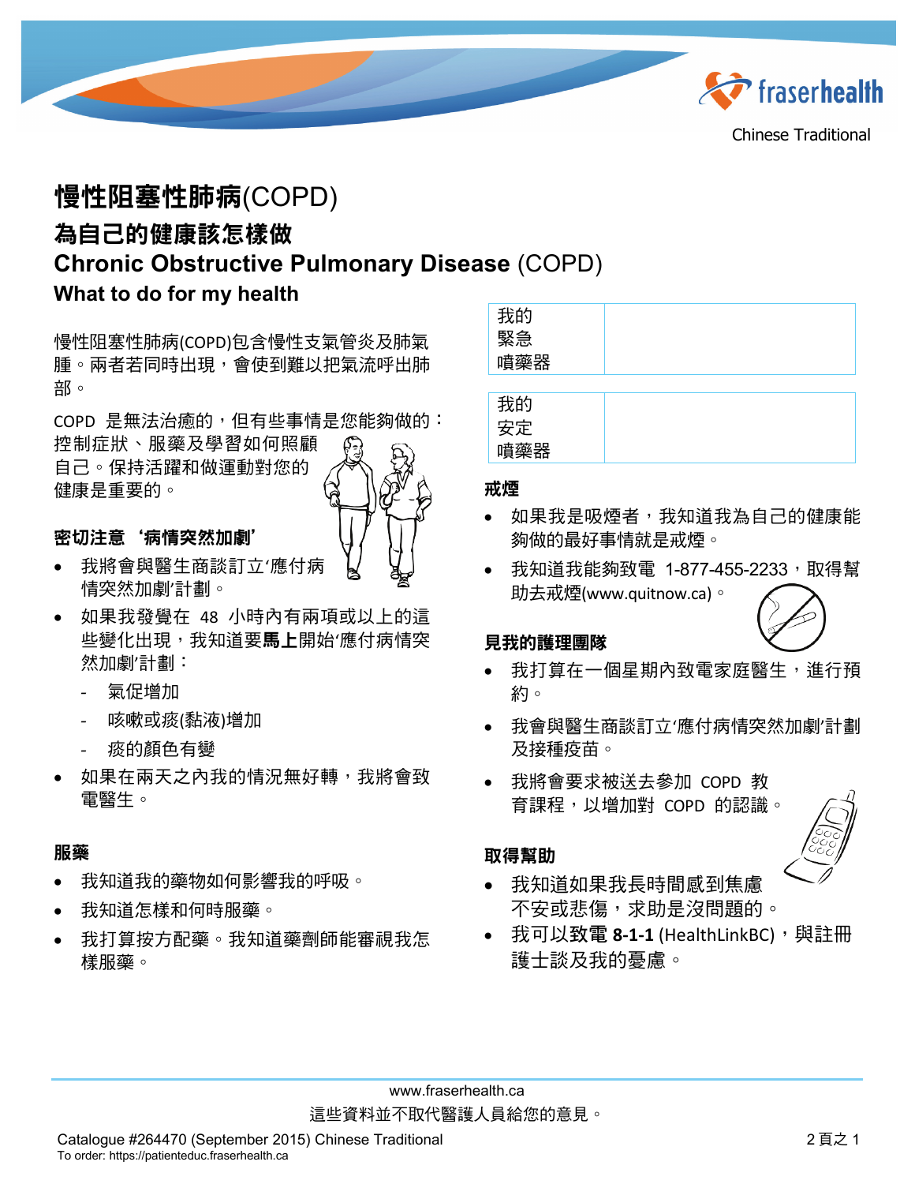# 慢性阻塞性肺病(COPD)

## 為自己的健康該怎樣做

# Chronic Obstructive Pulmonary Disease (COPD)

## What to do for my health

慢性阻塞性肺病(COPD)包含慢性支氣管炎及肺氣腫。兩者若同時出現，會使到難以把氣流呼出肺部。

COPD 是無法治癒的，但有些事情是您能夠做的：控制症狀、服藥及學習如何照顧自己。保持活躍和做運動對您的健康是重要的。

### 密切注意 ‘病情突然加劇’

- 我將會與醫生商談訂立‘應付病情突然加劇’計劃。
- 如果我發覺在 48 小時內有兩項或以上的這些變化出現，我知道要**馬上**開始‘應付病情突然加劇’計劃：
  - 氣促增加
  - 咳嗽或痰(黏液)增加
  - 痰的顏色有變
- 如果在兩天之內我的情況無好轉，我將會致電醫生。

### 服藥

- 我知道我的藥物如何影響我的呼吸。
- 我知道怎樣和何時服藥。
- 我打算按方配藥。我知道藥劑師能審視我怎樣服藥。

| 我的緊急噴藥器 | |
|---|---|

| 我的安定噴藥器 | |
|---|---|

### 戒煙

- 如果我是吸煙者，我知道我為自己的健康能夠做的最好事情就是戒煙。
- 我知道我能夠致電 1-877-455-2233，取得幫助去戒煙(www.quitnow.ca)。

### 見我的護理團隊

- 我打算在一個星期內致電家庭醫生，進行預約。
- 我會與醫生商談訂立‘應付病情突然加劇’計劃及接種疫苗。
- 我將會要求被送去參加 COPD 教育課程，以增加對 COPD 的認識。

### 取得幫助

- 我知道如果我長時間感到焦慮不安或悲傷，求助是沒問題的。
- 我可以致電 **8-1-1** (HealthLinkBC)，與註冊護士談及我的憂慮。

www.fraserhealth.ca

這些資料並不取代醫護人員給您的意見。

Catalogue #264470 (September 2015) Chinese Traditional

To order: https://patienteduc.fraserhealth.ca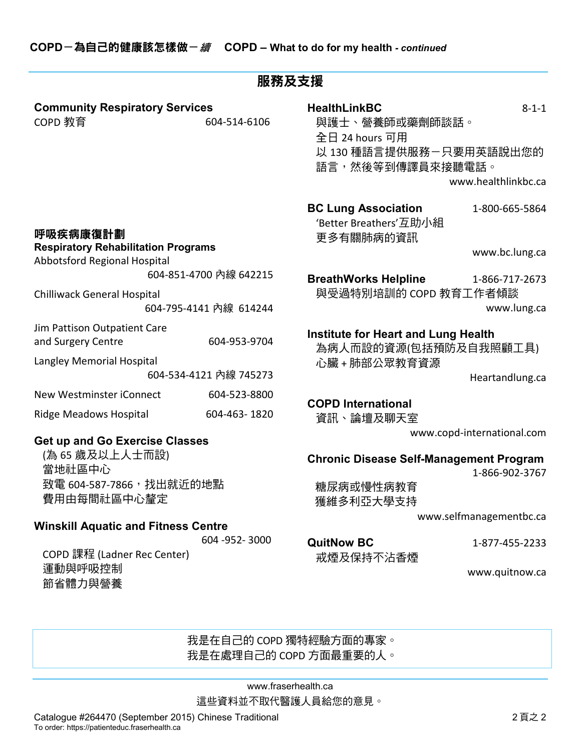## 服務及支援

**Community Respiratory Services**

COPD 教育　604-514-6106

**呼吸疾病康復計劃**
**Respiratory Rehabilitation Programs**

Abbotsford Regional Hospital
604-851-4700 內線 642215

Chilliwack General Hospital
604-795-4141 內線 614244

Jim Pattison Outpatient Care and Surgery Centre　604-953-9704

Langley Memorial Hospital
604-534-4121 內線 745273

New Westminster iConnect　604-523-8800

Ridge Meadows Hospital　604-463- 1820

**Get up and Go Exercise Classes**

(為 65 歲及以上人士而設)
當地社區中心
致電 604-587-7866，找出就近的地點
費用由每間社區中心釐定

**Winskill Aquatic and Fitness Centre**　604 -952- 3000

COPD 課程 (Ladner Rec Center)
運動與呼吸控制
節省體力與營養

**HealthLinkBC**　8-1-1

與護士、營養師或藥劑師談話。
全日 24 hours 可用
以 130 種語言提供服務－只要用英語說出您的語言，然後等到傳譯員來接聽電話。
www.healthlinkbc.ca

**BC Lung Association**　1-800-665-5864

'Better Breathers'互助小組
更多有關肺病的資訊
www.bc.lung.ca

**BreathWorks Helpline**　1-866-717-2673

與受過特別培訓的 COPD 教育工作者傾談
www.lung.ca

**Institute for Heart and Lung Health**

為病人而設的資源(包括預防及自我照顧工具)
心臟 + 肺部公眾教育資源
Heartandlung.ca

**COPD International**

資訊、論壇及聊天室
www.copd-international.com

**Chronic Disease Self-Management Program**　1-866-902-3767

糖尿病或慢性病教育
獲維多利亞大學支持
www.selfmanagementbc.ca

**QuitNow BC**　1-877-455-2233

戒煙及保持不沾香煙
www.quitnow.ca

我是在自己的 COPD 獨特經驗方面的專家。
我是在處理自己的 COPD 方面最重要的人。

www.fraserhealth.ca
這些資料並不取代醫護人員給您的意見。

Catalogue #264470 (September 2015) Chinese Traditional
To order: https://patienteduc.fraserhealth.ca